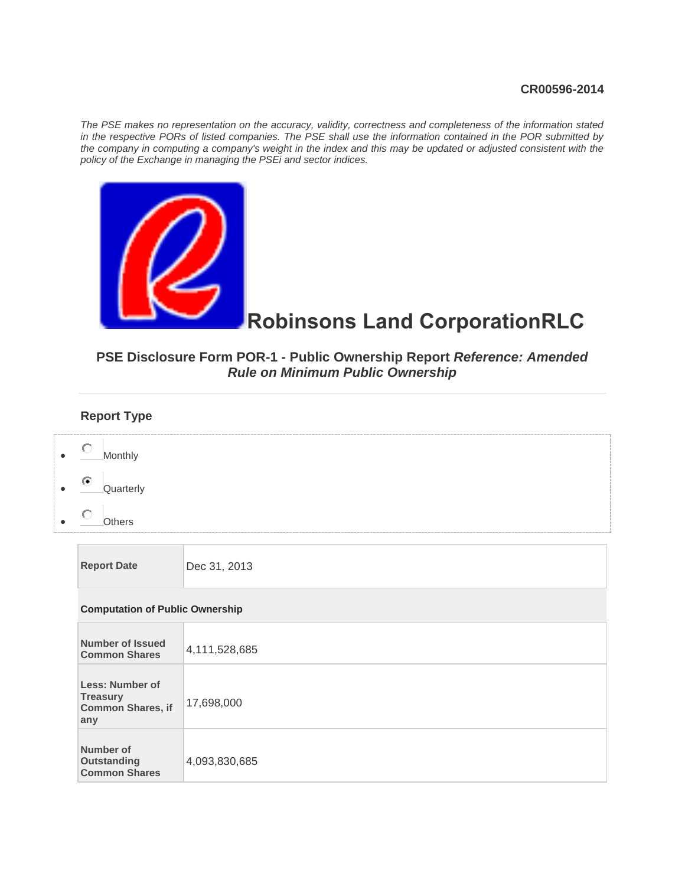CR00596-2014

*The PSE makes no representation on the accuracy, validity, correctness and completeness of the information stated in the respective PORs of listed companies. The PSE shall use the information contained in the POR submitted by the company in computing a company's weight in the index and this may be updated or adjusted consistent with the policy of the Exchange in managing the PSEi and sector indices.*

# Robinsons Land CorporationRLC

## PSE Disclosure Form POR-1 - Public Ownership Report *Reference: Amended Rule on Minimum Public Ownership*

### Report Type

- ○ Monthly
- ◉ Quarterly
- ○ Others

| Report Date | Dec 31, 2013 |
|---|---|

**Computation of Public Ownership**

| | |
|---|---|
| Number of Issued Common Shares | 4,111,528,685 |
| Less: Number of Treasury Common Shares, if any | 17,698,000 |
| Number of Outstanding Common Shares | 4,093,830,685 |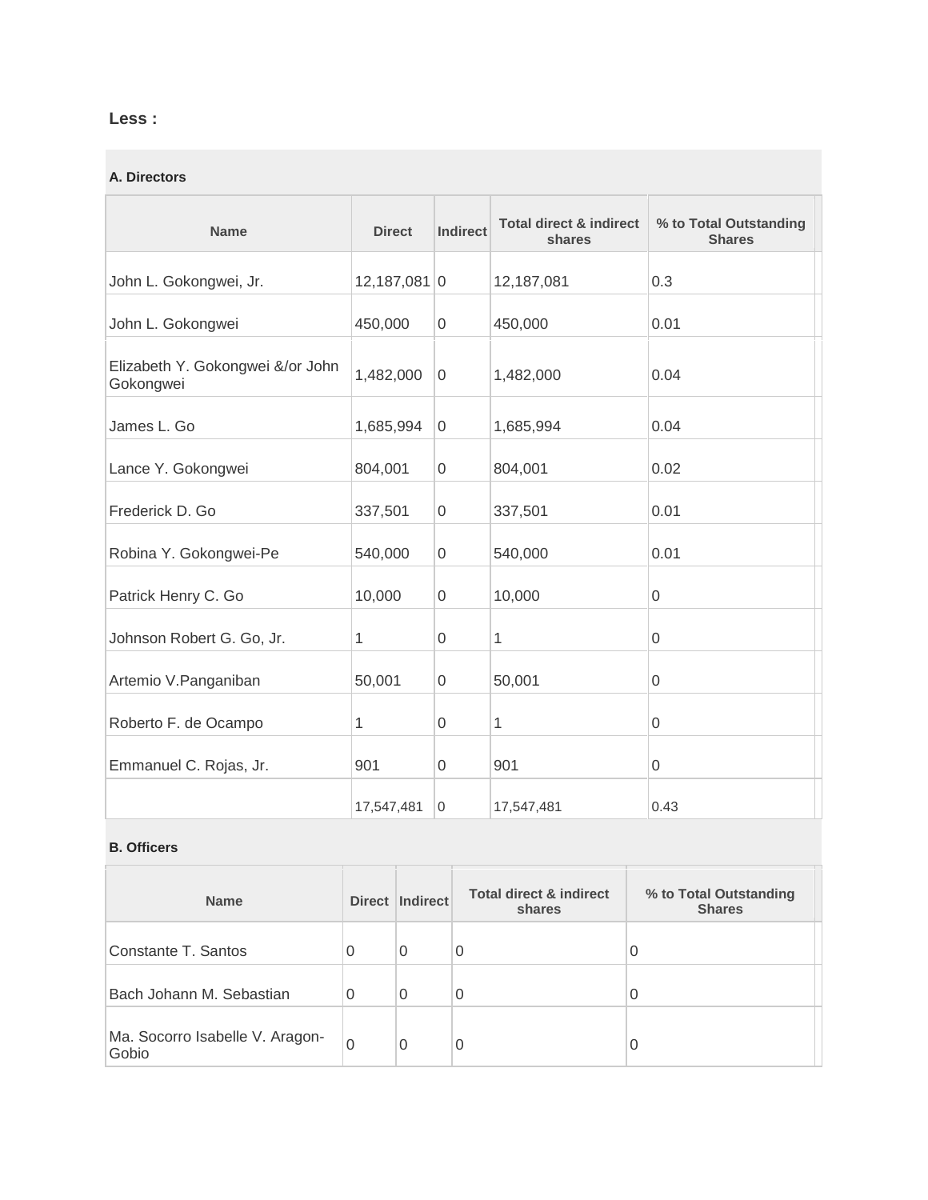**Less :**

**A. Directors**

| Name | Direct | Indirect | Total direct & indirect shares | % to Total Outstanding Shares |
|---|---|---|---|---|
| John L. Gokongwei, Jr. | 12,187,081 | 0 | 12,187,081 | 0.3 |
| John L. Gokongwei | 450,000 | 0 | 450,000 | 0.01 |
| Elizabeth Y. Gokongwei &/or John Gokongwei | 1,482,000 | 0 | 1,482,000 | 0.04 |
| James L. Go | 1,685,994 | 0 | 1,685,994 | 0.04 |
| Lance Y. Gokongwei | 804,001 | 0 | 804,001 | 0.02 |
| Frederick D. Go | 337,501 | 0 | 337,501 | 0.01 |
| Robina Y. Gokongwei-Pe | 540,000 | 0 | 540,000 | 0.01 |
| Patrick Henry C. Go | 10,000 | 0 | 10,000 | 0 |
| Johnson Robert G. Go, Jr. | 1 | 0 | 1 | 0 |
| Artemio V.Panganiban | 50,001 | 0 | 50,001 | 0 |
| Roberto F. de Ocampo | 1 | 0 | 1 | 0 |
| Emmanuel C. Rojas, Jr. | 901 | 0 | 901 | 0 |
| | 17,547,481 | 0 | 17,547,481 | 0.43 |

**B. Officers**

| Name | Direct | Indirect | Total direct & indirect shares | % to Total Outstanding Shares |
|---|---|---|---|---|
| Constante T. Santos | 0 | 0 | 0 | 0 |
| Bach Johann M. Sebastian | 0 | 0 | 0 | 0 |
| Ma. Socorro Isabelle V. Aragon-Gobio | 0 | 0 | 0 | 0 |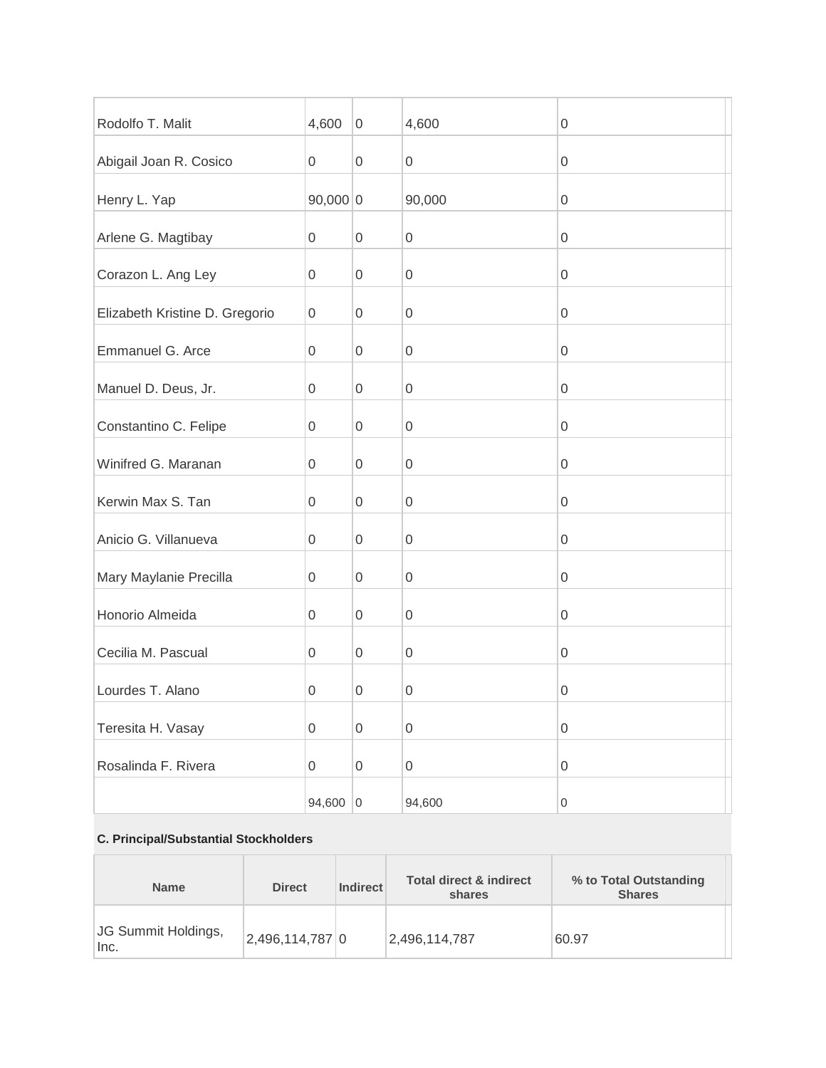| | | | | |
|---|---|---|---|---|
| Rodolfo T. Malit | 4,600 | 0 | 4,600 | 0 |
| Abigail Joan R. Cosico | 0 | 0 | 0 | 0 |
| Henry L. Yap | 90,000 | 0 | 90,000 | 0 |
| Arlene G. Magtibay | 0 | 0 | 0 | 0 |
| Corazon L. Ang Ley | 0 | 0 | 0 | 0 |
| Elizabeth Kristine D. Gregorio | 0 | 0 | 0 | 0 |
| Emmanuel G. Arce | 0 | 0 | 0 | 0 |
| Manuel D. Deus, Jr. | 0 | 0 | 0 | 0 |
| Constantino C. Felipe | 0 | 0 | 0 | 0 |
| Winifred G. Maranan | 0 | 0 | 0 | 0 |
| Kerwin Max S. Tan | 0 | 0 | 0 | 0 |
| Anicio G. Villanueva | 0 | 0 | 0 | 0 |
| Mary Maylanie Precilla | 0 | 0 | 0 | 0 |
| Honorio Almeida | 0 | 0 | 0 | 0 |
| Cecilia M. Pascual | 0 | 0 | 0 | 0 |
| Lourdes T. Alano | 0 | 0 | 0 | 0 |
| Teresita H. Vasay | 0 | 0 | 0 | 0 |
| Rosalinda F. Rivera | 0 | 0 | 0 | 0 |
| | 94,600 | 0 | 94,600 | 0 |

**C. Principal/Substantial Stockholders**

| Name | Direct | Indirect | Total direct & indirect shares | % to Total Outstanding Shares |
|---|---|---|---|---|
| JG Summit Holdings, Inc. | 2,496,114,787 | 0 | 2,496,114,787 | 60.97 |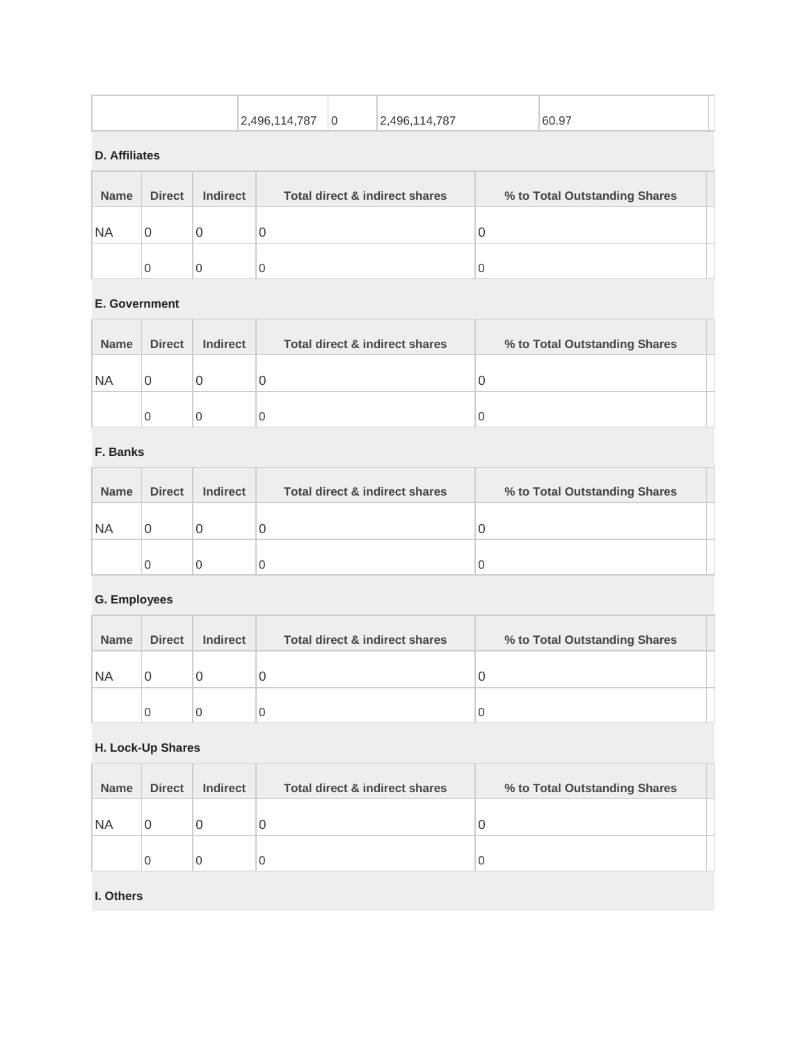| | | | | |
|---|---|---|---|---|
| | 2,496,114,787 | 0 | 2,496,114,787 | 60.97 |

**D. Affiliates**

| Name | Direct | Indirect | Total direct & indirect shares | % to Total Outstanding Shares |
|---|---|---|---|---|
| NA | 0 | 0 | 0 | 0 |
| | 0 | 0 | 0 | 0 |

**E. Government**

| Name | Direct | Indirect | Total direct & indirect shares | % to Total Outstanding Shares |
|---|---|---|---|---|
| NA | 0 | 0 | 0 | 0 |
| | 0 | 0 | 0 | 0 |

**F. Banks**

| Name | Direct | Indirect | Total direct & indirect shares | % to Total Outstanding Shares |
|---|---|---|---|---|
| NA | 0 | 0 | 0 | 0 |
| | 0 | 0 | 0 | 0 |

**G. Employees**

| Name | Direct | Indirect | Total direct & indirect shares | % to Total Outstanding Shares |
|---|---|---|---|---|
| NA | 0 | 0 | 0 | 0 |
| | 0 | 0 | 0 | 0 |

**H. Lock-Up Shares**

| Name | Direct | Indirect | Total direct & indirect shares | % to Total Outstanding Shares |
|---|---|---|---|---|
| NA | 0 | 0 | 0 | 0 |
| | 0 | 0 | 0 | 0 |

**I. Others**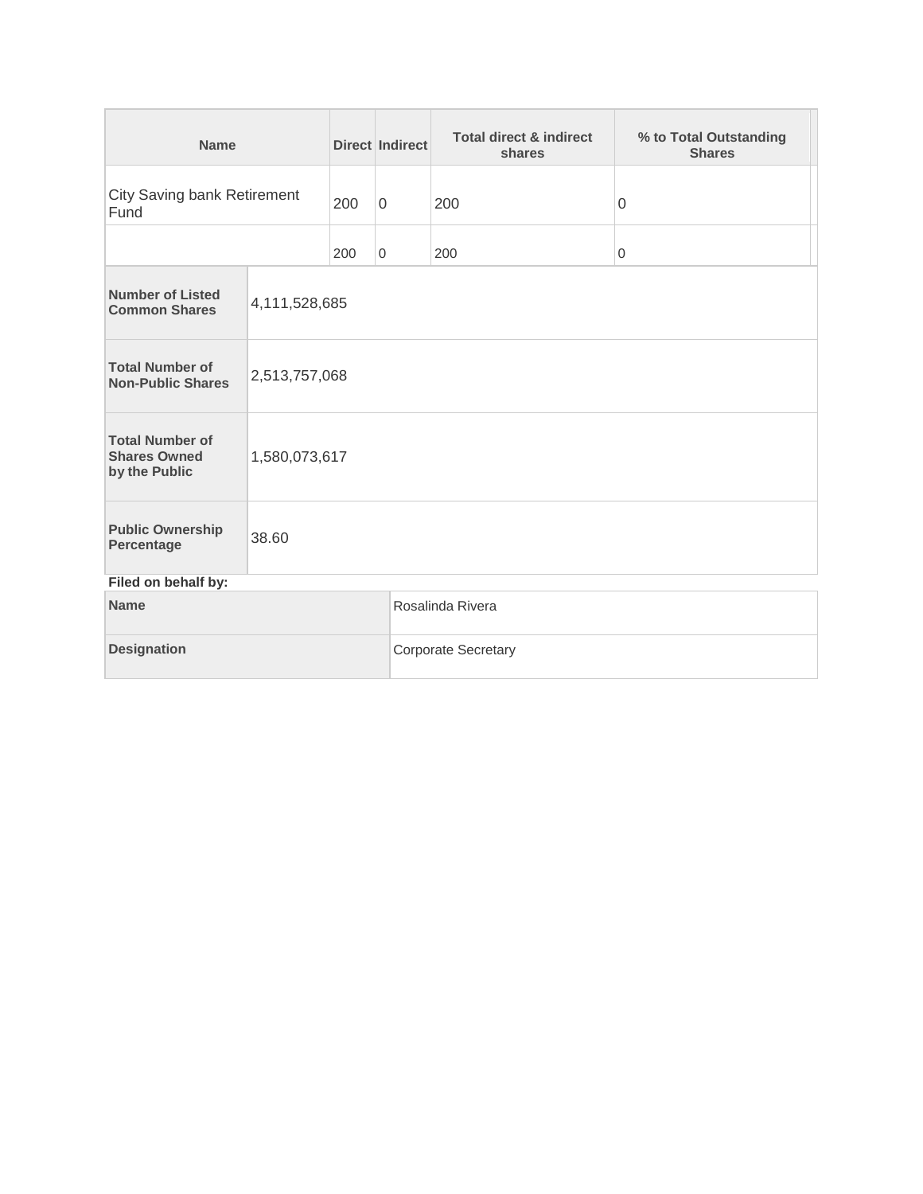| Name | Direct | Indirect | Total direct & indirect shares | % to Total Outstanding Shares |
|---|---|---|---|---|
| City Saving bank Retirement Fund | 200 | 0 | 200 | 0 |
| | 200 | 0 | 200 | 0 |

| | |
|---|---|
| **Number of Listed Common Shares** | 4,111,528,685 |
| **Total Number of Non-Public Shares** | 2,513,757,068 |
| **Total Number of Shares Owned by the Public** | 1,580,073,617 |
| **Public Ownership Percentage** | 38.60 |

**Filed on behalf by:**

| | |
|---|---|
| **Name** | Rosalinda Rivera |
| **Designation** | Corporate Secretary |